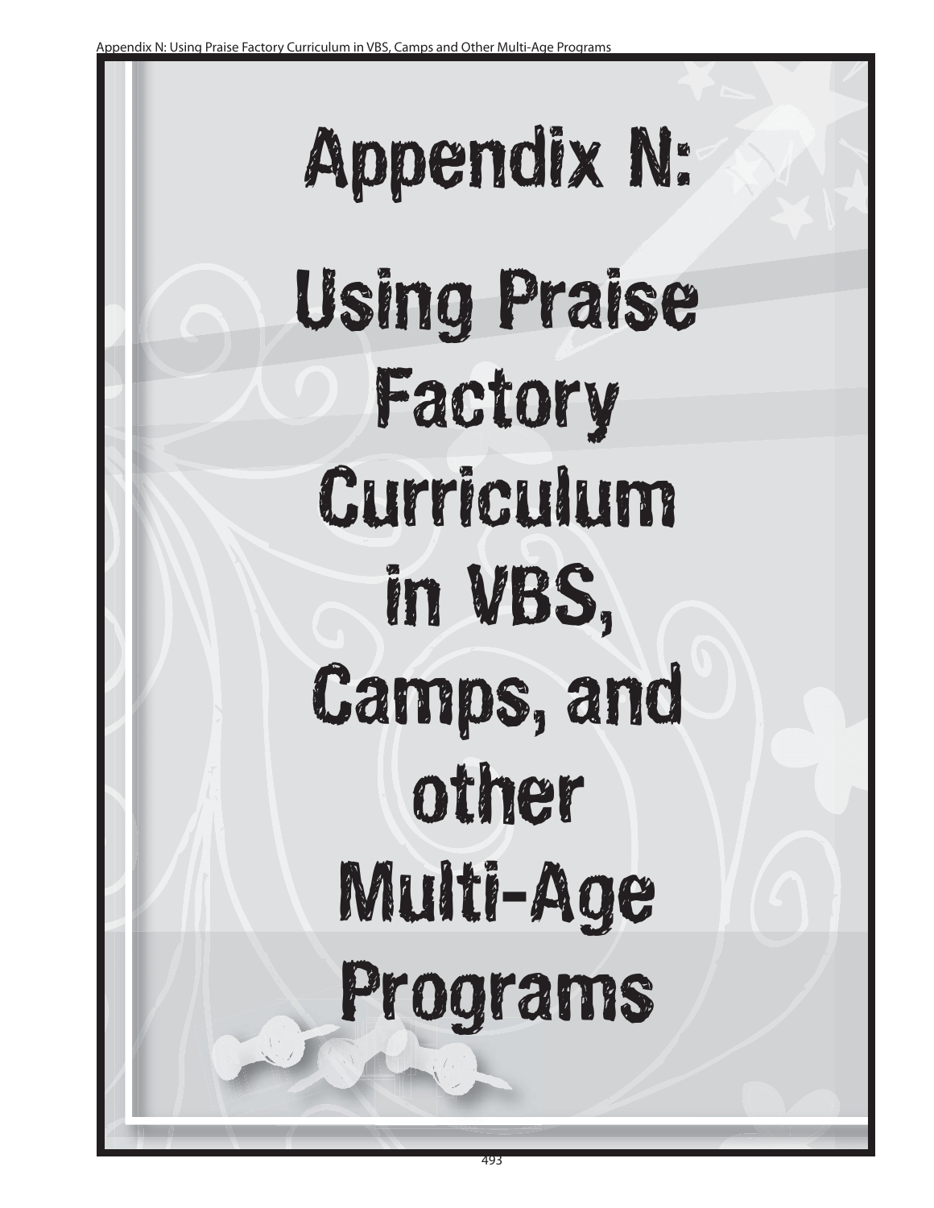# Appendix N:

# Using Praise Factory Curriculum in VBS, Camps, and other Multi-Age Programs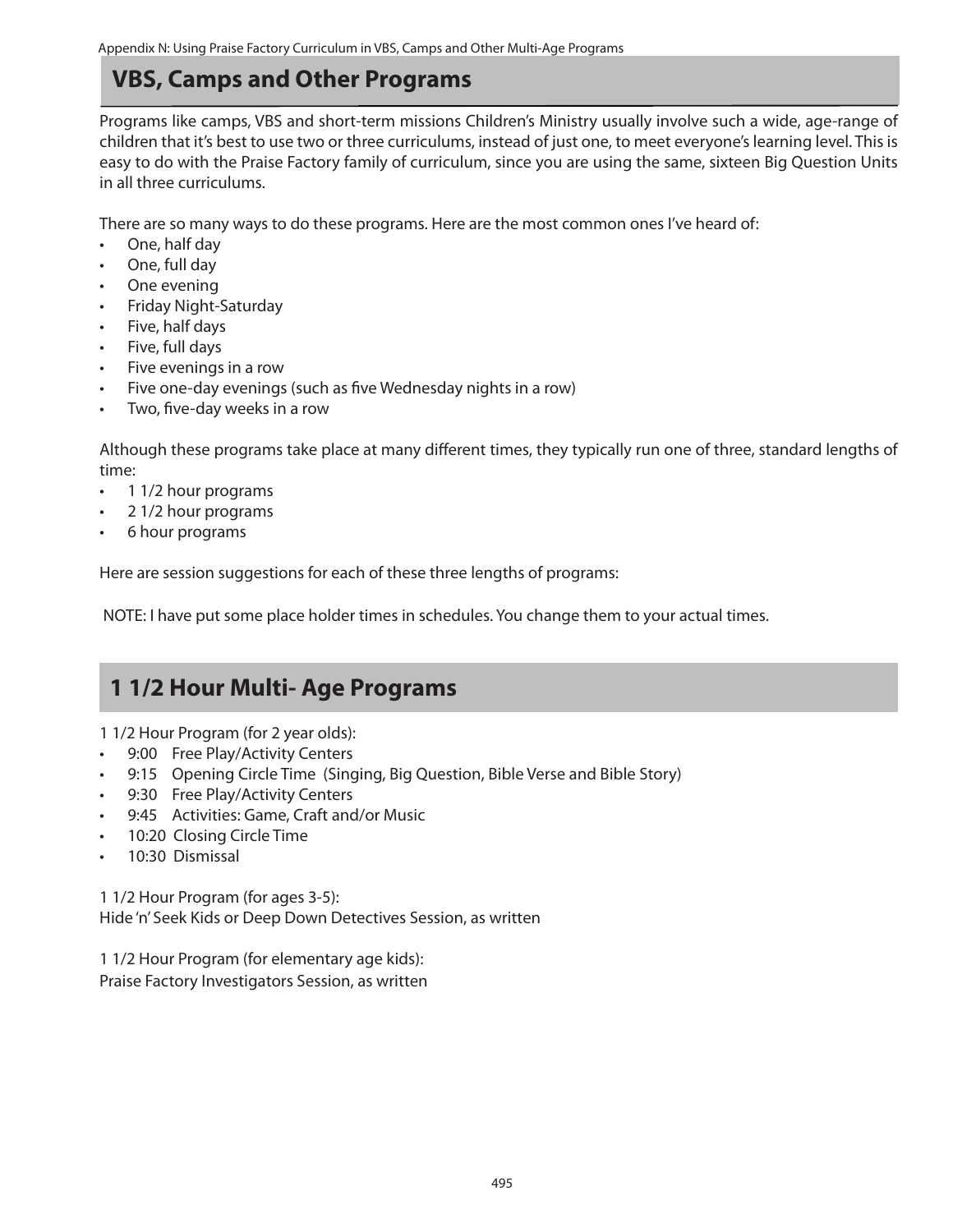## VBS, Camps and Other Programs

Programs like camps, VBS and short-term missions Children's Ministry usually involve such a wide, age-range of children that it's best to use two or three curriculums, instead of just one, to meet everyone's learning level. This is easy to do with the Praise Factory family of curriculum, since you are using the same, sixteen Big Question Units in all three curriculums.

There are so many ways to do these programs. Here are the most common ones I've heard of:

- One, half day
- One, full day
- One evening
- Friday Night-Saturday
- Five, half days
- Five, full days
- Five evenings in a row
- Five one-day evenings (such as five Wednesday nights in a row)
- Two, five-day weeks in a row

Although these programs take place at many different times, they typically run one of three, standard lengths of time:

- 1 1/2 hour programs
- 2 1/2 hour programs
- 6 hour programs

Here are session suggestions for each of these three lengths of programs:

NOTE: I have put some place holder times in schedules. You change them to your actual times.

## 1 1/2 Hour Multi- Age Programs

1 1/2 Hour Program (for 2 year olds):

- 9:00 Free Play/Activity Centers
- 9:15 Opening Circle Time (Singing, Big Question, Bible Verse and Bible Story)
- 9:30 Free Play/Activity Centers
- 9:45 Activities: Game, Craft and/or Music
- 10:20 Closing Circle Time
- 10:30 Dismissal

1 1/2 Hour Program (for ages 3-5):
Hide 'n' Seek Kids or Deep Down Detectives Session, as written

1 1/2 Hour Program (for elementary age kids):
Praise Factory Investigators Session, as written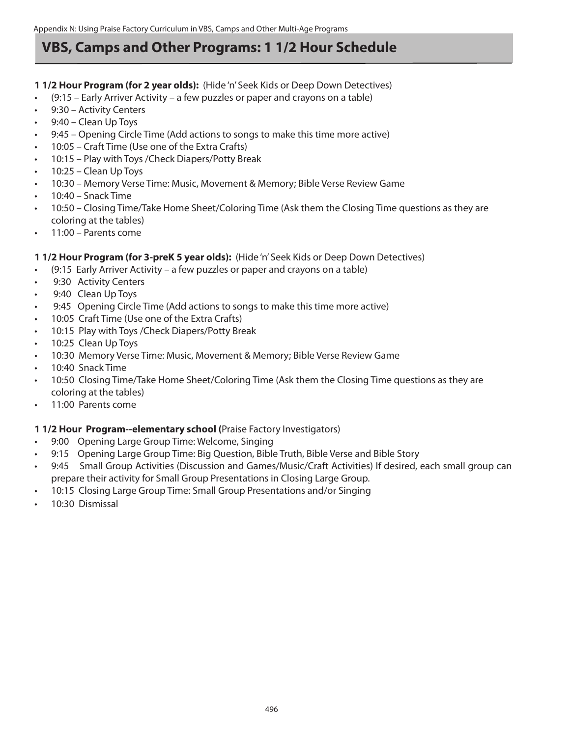# VBS, Camps and Other Programs: 1 1/2 Hour Schedule

**1 1/2 Hour Program (for 2 year olds):** (Hide 'n' Seek Kids or Deep Down Detectives)

- (9:15 – Early Arriver Activity – a few puzzles or paper and crayons on a table)
- 9:30 – Activity Centers
- 9:40 – Clean Up Toys
- 9:45 – Opening Circle Time (Add actions to songs to make this time more active)
- 10:05 – Craft Time (Use one of the Extra Crafts)
- 10:15 – Play with Toys /Check Diapers/Potty Break
- 10:25 – Clean Up Toys
- 10:30 – Memory Verse Time: Music, Movement & Memory; Bible Verse Review Game
- 10:40 – Snack Time
- 10:50 – Closing Time/Take Home Sheet/Coloring Time (Ask them the Closing Time questions as they are coloring at the tables)
- 11:00 – Parents come

**1 1/2 Hour Program (for 3-preK 5 year olds):** (Hide 'n' Seek Kids or Deep Down Detectives)

- (9:15 Early Arriver Activity – a few puzzles or paper and crayons on a table)
- 9:30 Activity Centers
- 9:40 Clean Up Toys
- 9:45 Opening Circle Time (Add actions to songs to make this time more active)
- 10:05 Craft Time (Use one of the Extra Crafts)
- 10:15 Play with Toys /Check Diapers/Potty Break
- 10:25 Clean Up Toys
- 10:30 Memory Verse Time: Music, Movement & Memory; Bible Verse Review Game
- 10:40 Snack Time
- 10:50 Closing Time/Take Home Sheet/Coloring Time (Ask them the Closing Time questions as they are coloring at the tables)
- 11:00 Parents come

**1 1/2 Hour Program--elementary school (**Praise Factory Investigators)

- 9:00 Opening Large Group Time: Welcome, Singing
- 9:15 Opening Large Group Time: Big Question, Bible Truth, Bible Verse and Bible Story
- 9:45 Small Group Activities (Discussion and Games/Music/Craft Activities) If desired, each small group can prepare their activity for Small Group Presentations in Closing Large Group.
- 10:15 Closing Large Group Time: Small Group Presentations and/or Singing
- 10:30 Dismissal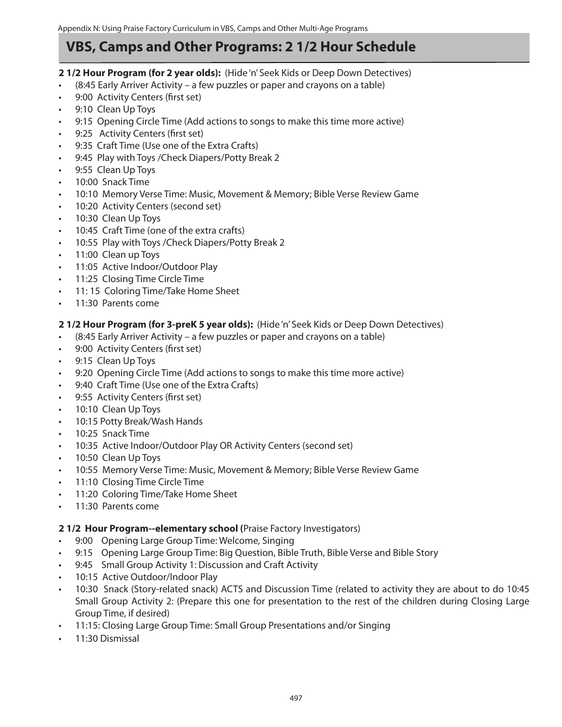## VBS, Camps and Other Programs: 2 1/2 Hour Schedule

**2 1/2 Hour Program (for 2 year olds):** (Hide 'n' Seek Kids or Deep Down Detectives)

- (8:45 Early Arriver Activity – a few puzzles or paper and crayons on a table)
- 9:00 Activity Centers (first set)
- 9:10 Clean Up Toys
- 9:15 Opening Circle Time (Add actions to songs to make this time more active)
- 9:25 Activity Centers (first set)
- 9:35 Craft Time (Use one of the Extra Crafts)
- 9:45 Play with Toys /Check Diapers/Potty Break 2
- 9:55 Clean Up Toys
- 10:00 Snack Time
- 10:10 Memory Verse Time: Music, Movement & Memory; Bible Verse Review Game
- 10:20 Activity Centers (second set)
- 10:30 Clean Up Toys
- 10:45 Craft Time (one of the extra crafts)
- 10:55 Play with Toys /Check Diapers/Potty Break 2
- 11:00 Clean up Toys
- 11:05 Active Indoor/Outdoor Play
- 11:25 Closing Time Circle Time
- 11: 15 Coloring Time/Take Home Sheet
- 11:30 Parents come

**2 1/2 Hour Program (for 3-preK 5 year olds):** (Hide 'n' Seek Kids or Deep Down Detectives)

- (8:45 Early Arriver Activity – a few puzzles or paper and crayons on a table)
- 9:00 Activity Centers (first set)
- 9:15 Clean Up Toys
- 9:20 Opening Circle Time (Add actions to songs to make this time more active)
- 9:40 Craft Time (Use one of the Extra Crafts)
- 9:55 Activity Centers (first set)
- 10:10 Clean Up Toys
- 10:15 Potty Break/Wash Hands
- 10:25 Snack Time
- 10:35 Active Indoor/Outdoor Play OR Activity Centers (second set)
- 10:50 Clean Up Toys
- 10:55 Memory Verse Time: Music, Movement & Memory; Bible Verse Review Game
- 11:10 Closing Time Circle Time
- 11:20 Coloring Time/Take Home Sheet
- 11:30 Parents come

**2 1/2 Hour Program--elementary school (**Praise Factory Investigators)

- 9:00 Opening Large Group Time: Welcome, Singing
- 9:15 Opening Large Group Time: Big Question, Bible Truth, Bible Verse and Bible Story
- 9:45 Small Group Activity 1: Discussion and Craft Activity
- 10:15 Active Outdoor/Indoor Play
- 10:30 Snack (Story-related snack) ACTS and Discussion Time (related to activity they are about to do 10:45 Small Group Activity 2: (Prepare this one for presentation to the rest of the children during Closing Large Group Time, if desired)
- 11:15: Closing Large Group Time: Small Group Presentations and/or Singing
- 11:30 Dismissal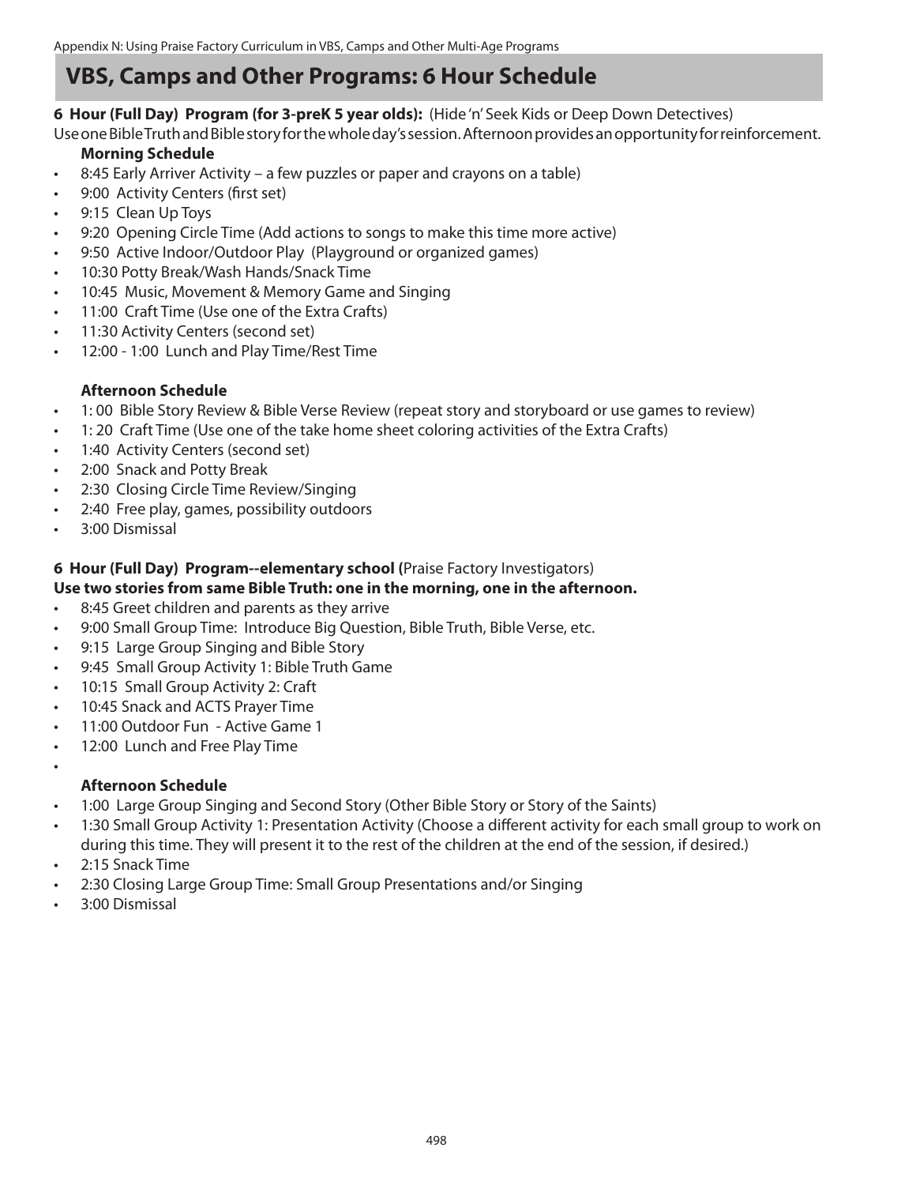## VBS, Camps and Other Programs: 6 Hour Schedule

**6 Hour (Full Day) Program (for 3-preK 5 year olds):** (Hide 'n' Seek Kids or Deep Down Detectives)
Use one Bible Truth and Bible story for the whole day's session. Afternoon provides an opportunity for reinforcement.

**Morning Schedule**

- 8:45 Early Arriver Activity – a few puzzles or paper and crayons on a table)
- 9:00 Activity Centers (first set)
- 9:15 Clean Up Toys
- 9:20 Opening Circle Time (Add actions to songs to make this time more active)
- 9:50 Active Indoor/Outdoor Play (Playground or organized games)
- 10:30 Potty Break/Wash Hands/Snack Time
- 10:45 Music, Movement & Memory Game and Singing
- 11:00 Craft Time (Use one of the Extra Crafts)
- 11:30 Activity Centers (second set)
- 12:00 - 1:00 Lunch and Play Time/Rest Time

**Afternoon Schedule**

- 1: 00 Bible Story Review & Bible Verse Review (repeat story and storyboard or use games to review)
- 1: 20 Craft Time (Use one of the take home sheet coloring activities of the Extra Crafts)
- 1:40 Activity Centers (second set)
- 2:00 Snack and Potty Break
- 2:30 Closing Circle Time Review/Singing
- 2:40 Free play, games, possibility outdoors
- 3:00 Dismissal

**6 Hour (Full Day) Program--elementary school (**Praise Factory Investigators)
**Use two stories from same Bible Truth: one in the morning, one in the afternoon.**

- 8:45 Greet children and parents as they arrive
- 9:00 Small Group Time: Introduce Big Question, Bible Truth, Bible Verse, etc.
- 9:15 Large Group Singing and Bible Story
- 9:45 Small Group Activity 1: Bible Truth Game
- 10:15 Small Group Activity 2: Craft
- 10:45 Snack and ACTS Prayer Time
- 11:00 Outdoor Fun - Active Game 1
- 12:00 Lunch and Free Play Time

**Afternoon Schedule**

- 1:00 Large Group Singing and Second Story (Other Bible Story or Story of the Saints)
- 1:30 Small Group Activity 1: Presentation Activity (Choose a different activity for each small group to work on during this time. They will present it to the rest of the children at the end of the session, if desired.)
- 2:15 Snack Time
- 2:30 Closing Large Group Time: Small Group Presentations and/or Singing
- 3:00 Dismissal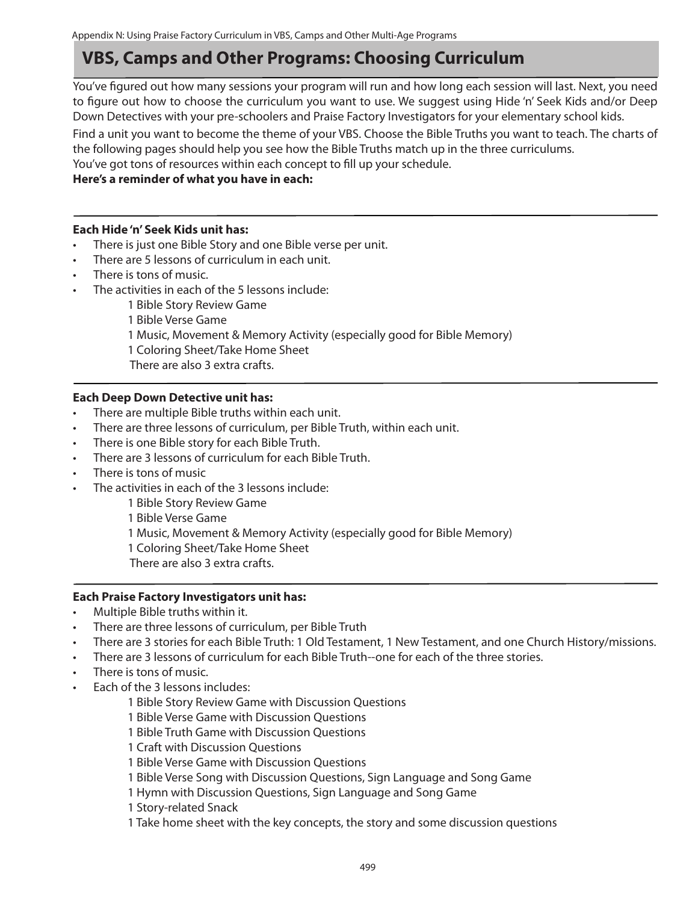## VBS, Camps and Other Programs: Choosing Curriculum

You've figured out how many sessions your program will run and how long each session will last. Next, you need to figure out how to choose the curriculum you want to use. We suggest using Hide 'n' Seek Kids and/or Deep Down Detectives with your pre-schoolers and Praise Factory Investigators for your elementary school kids.

Find a unit you want to become the theme of your VBS. Choose the Bible Truths you want to teach. The charts of the following pages should help you see how the Bible Truths match up in the three curriculums.

You've got tons of resources within each concept to fill up your schedule.

**Here's a reminder of what you have in each:**

---

**Each Hide 'n' Seek Kids unit has:**

- There is just one Bible Story and one Bible verse per unit.
- There are 5 lessons of curriculum in each unit.
- There is tons of music.
- The activities in each of the 5 lessons include:
  - 1 Bible Story Review Game
  - 1 Bible Verse Game
  - 1 Music, Movement & Memory Activity (especially good for Bible Memory)
  - 1 Coloring Sheet/Take Home Sheet
  - There are also 3 extra crafts.

---

**Each Deep Down Detective unit has:**

- There are multiple Bible truths within each unit.
- There are three lessons of curriculum, per Bible Truth, within each unit.
- There is one Bible story for each Bible Truth.
- There are 3 lessons of curriculum for each Bible Truth.
- There is tons of music
- The activities in each of the 3 lessons include:
  - 1 Bible Story Review Game
  - 1 Bible Verse Game
  - 1 Music, Movement & Memory Activity (especially good for Bible Memory)
  - 1 Coloring Sheet/Take Home Sheet
  - There are also 3 extra crafts.

---

**Each Praise Factory Investigators unit has:**

- Multiple Bible truths within it.
- There are three lessons of curriculum, per Bible Truth
- There are 3 stories for each Bible Truth: 1 Old Testament, 1 New Testament, and one Church History/missions.
- There are 3 lessons of curriculum for each Bible Truth--one for each of the three stories.
- There is tons of music.
- Each of the 3 lessons includes:
  - 1 Bible Story Review Game with Discussion Questions
  - 1 Bible Verse Game with Discussion Questions
  - 1 Bible Truth Game with Discussion Questions
  - 1 Craft with Discussion Questions
  - 1 Bible Verse Game with Discussion Questions
  - 1 Bible Verse Song with Discussion Questions, Sign Language and Song Game
  - 1 Hymn with Discussion Questions, Sign Language and Song Game
  - 1 Story-related Snack
  - 1 Take home sheet with the key concepts, the story and some discussion questions